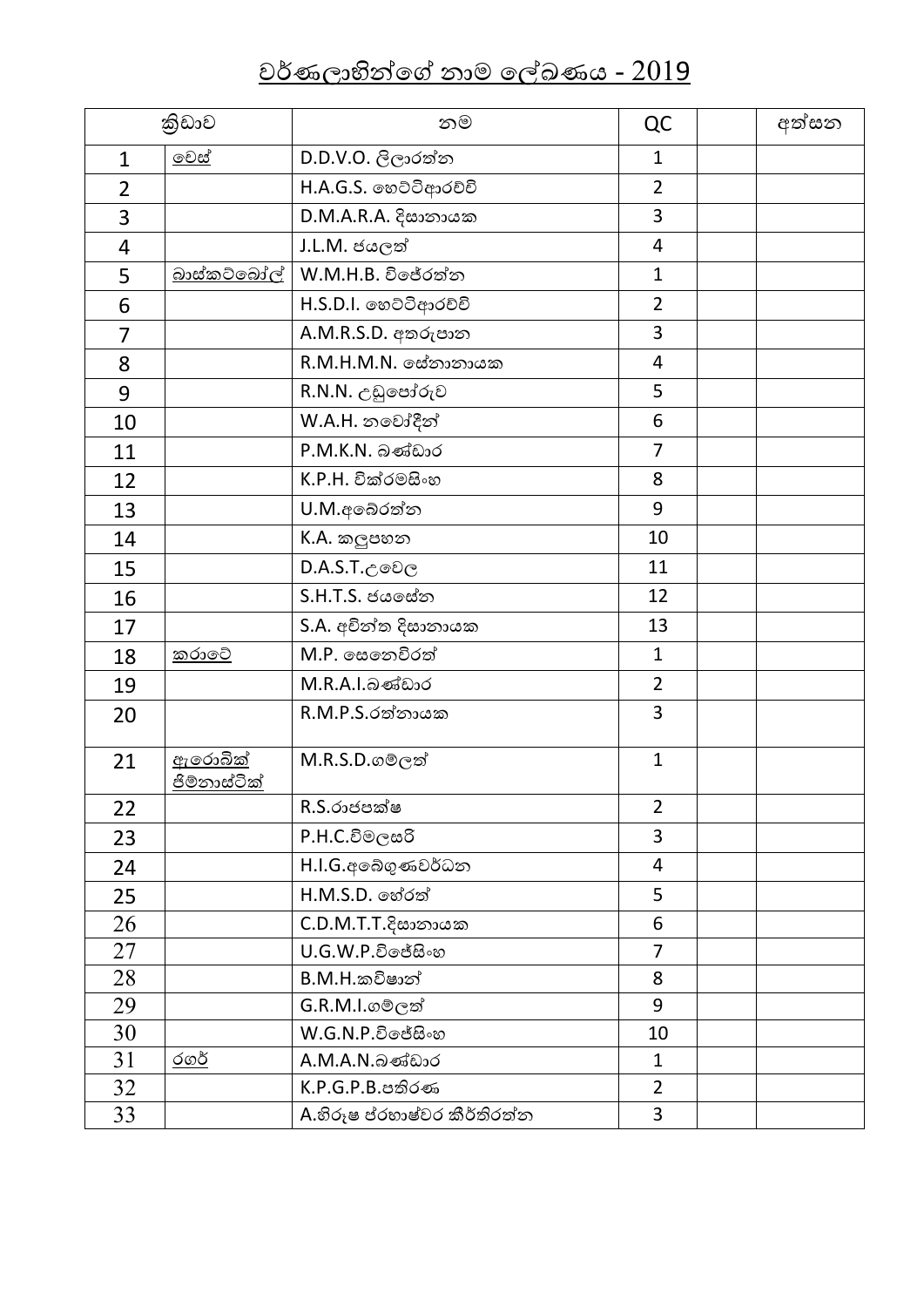# වර්ණලාභීන්ගේ නාම ලේඛණය - 2019

| ක්‍රීඩාව | | නම | QC | | අත්සන |
|---|---|---|---|---|---|
| 1 | චෙස් | D.D.V.O. ලීලාරත්න | 1 | | |
| 2 | | H.A.G.S. හෙට්ටිආරච්චි | 2 | | |
| 3 | | D.M.A.R.A. දිසානායක | 3 | | |
| 4 | | J.L.M. ජයලත් | 4 | | |
| 5 | බාස්කට්බෝල් | W.M.H.B. විජේරත්න | 1 | | |
| 6 | | H.S.D.I. හෙට්ටිආරච්චි | 2 | | |
| 7 | | A.M.R.S.D. අතරුපාන | 3 | | |
| 8 | | R.M.H.M.N. සේනානායක | 4 | | |
| 9 | | R.N.N. උඩුපෝරුව | 5 | | |
| 10 | | W.A.H. නවෝදීන් | 6 | | |
| 11 | | P.M.K.N. බණ්ඩාර | 7 | | |
| 12 | | K.P.H. වික්‍රමසිංහ | 8 | | |
| 13 | | U.M.අබේරත්න | 9 | | |
| 14 | | K.A. කලුපහන | 10 | | |
| 15 | | D.A.S.T.උවෙල | 11 | | |
| 16 | | S.H.T.S. ජයසේන | 12 | | |
| 17 | | S.A. අචින්ත දිසානායක | 13 | | |
| 18 | කරාටේ | M.P. සෙනෙවිරත් | 1 | | |
| 19 | | M.R.A.I.බණ්ඩාර | 2 | | |
| 20 | | R.M.P.S.රත්නායක | 3 | | |
| 21 | ඇරොබික් ජිම්නාස්ටික් | M.R.S.D.ගම්ලත් | 1 | | |
| 22 | | R.S.රාජපක්ෂ | 2 | | |
| 23 | | P.H.C.විමලසරි | 3 | | |
| 24 | | H.I.G.අබේගුණවර්ධන | 4 | | |
| 25 | | H.M.S.D. හේරත් | 5 | | |
| 26 | | C.D.M.T.T.දිසානායක | 6 | | |
| 27 | | U.G.W.P.විජේසිංහ | 7 | | |
| 28 | | B.M.H.කවිෂාන් | 8 | | |
| 29 | | G.R.M.I.ගම්ලත් | 9 | | |
| 30 | | W.G.N.P.විජේසිංහ | 10 | | |
| 31 | රගර් | A.M.A.N.බණ්ඩාර | 1 | | |
| 32 | | K.P.G.P.B.පතිරණ | 2 | | |
| 33 | | A.හිරුෂ ප්‍රභාෂ්වර කීර්තිරත්න | 3 | | |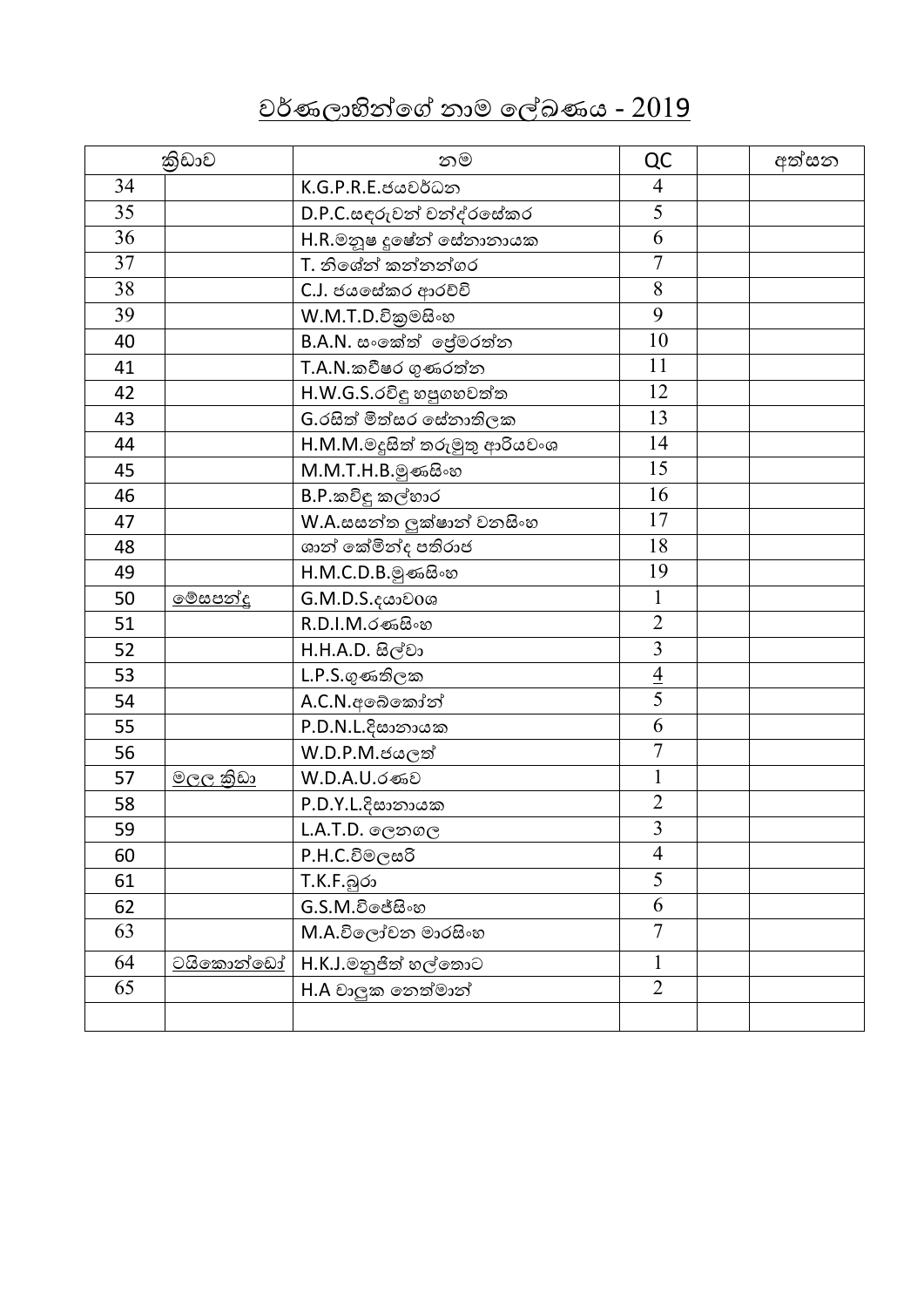# වර්ණලාභීන්ගේ නාම ලේඛණය - 2019

| ක්‍රිඩාව | | නම | QC | | අත්සන |
|---|---|---|---|---|---|
| 34 | | K.G.P.R.E.ජයවර්ධන | 4 | | |
| 35 | | D.P.C.සඳරුවන් චන්ද්‍රසේකර | 5 | | |
| 36 | | H.R.මනූෂ දූෂේන් සේනානායක | 6 | | |
| 37 | | T. නිශේන් කන්නන්ගර | 7 | | |
| 38 | | C.J. ජයසේකර ආරච්චි | 8 | | |
| 39 | | W.M.T.D.වික්‍රමසිංහ | 9 | | |
| 40 | | B.A.N. සංකේත් ප්‍රේමරත්න | 10 | | |
| 41 | | T.A.N.කවීෂර ගුණරත්න | 11 | | |
| 42 | | H.W.G.S.රවිඳු හපුගහවත්ත | 12 | | |
| 43 | | G.රසිත් මිත්සර සේනාතිලක | 13 | | |
| 44 | | H.M.M.මදුසිත් තරුමුතු ආරියවංශ | 14 | | |
| 45 | | M.M.T.H.B.මුණසිංහ | 15 | | |
| 46 | | B.P.කවිඳු කල්හාර | 16 | | |
| 47 | | W.A.සසන්ත ලුක්ෂාන් වනසිංහ | 17 | | |
| 48 | | ශාන් කේමින්ද පතිරාජ | 18 | | |
| 49 | | H.M.C.D.B.මුණසිංහ | 19 | | |
| 50 | මේසපන්දු | G.M.D.S.දයාවංශ | 1 | | |
| 51 | | R.D.I.M.රණසිංහ | 2 | | |
| 52 | | H.H.A.D. සිල්වා | 3 | | |
| 53 | | L.P.S.ගුණතිලක | 4 | | |
| 54 | | A.C.N.අබේකෝන් | 5 | | |
| 55 | | P.D.N.L.දිසානායක | 6 | | |
| 56 | | W.D.P.M.ජයලත් | 7 | | |
| 57 | මලල ක්‍රිඩා | W.D.A.U.රණව | 1 | | |
| 58 | | P.D.Y.L.දිසානායක | 2 | | |
| 59 | | L.A.T.D. ලෙනගල | 3 | | |
| 60 | | P.H.C.විමලසරි | 4 | | |
| 61 | | T.K.F.බුරා | 5 | | |
| 62 | | G.S.M.විජේසිංහ | 6 | | |
| 63 | | M.A.විලෝචන මාරසිංහ | 7 | | |
| 64 | ටයිකොන්ඩෝ | H.K.J.මනුජිත් හල්තොට | 1 | | |
| 65 | | H.A වාලුක නෙත්මාන් | 2 | | |
| | | | | | |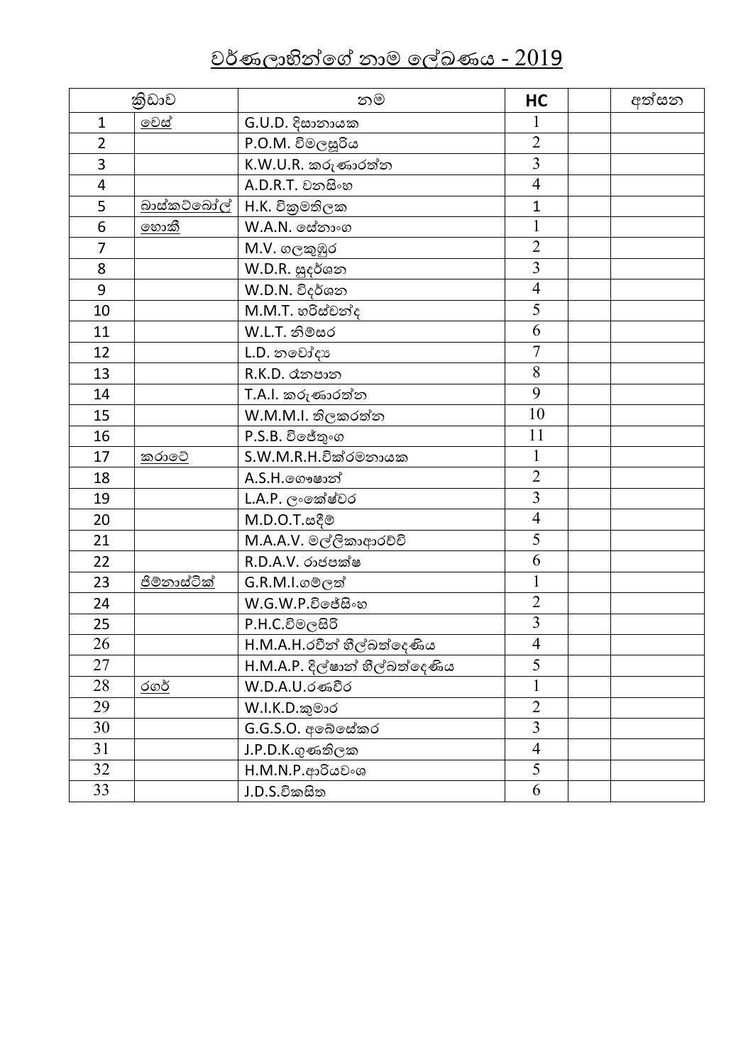# වර්ණලාභින්ගේ නාම ලේඛණය - 2019

| ක්‍රීඩාව | | නම | HC | | අත්සන |
|---|---|---|---|---|---|
| 1 | චෙස් | G.U.D. දිසානායක | 1 | | |
| 2 | | P.O.M. විමලසූරිය | 2 | | |
| 3 | | K.W.U.R. කරුණාරත්න | 3 | | |
| 4 | | A.D.R.T. වනසිංහ | 4 | | |
| 5 | බාස්කට්බෝල් | H.K. වික්‍රමතිලක | 1 | | |
| 6 | හොකී | W.A.N. සේනාංග | 1 | | |
| 7 | | M.V. ගලකුඹුර | 2 | | |
| 8 | | W.D.R. සුදර්ශන | 3 | | |
| 9 | | W.D.N. විදර්ශන | 4 | | |
| 10 | | M.M.T. හරිස්චන්ද | 5 | | |
| 11 | | W.L.T. නිම්සර | 6 | | |
| 12 | | L.D. නවෝද්‍යා | 7 | | |
| 13 | | R.K.D. රූපපාන | 8 | | |
| 14 | | T.A.I. කරුණාරත්න | 9 | | |
| 15 | | W.M.M.I. තිලකරත්න | 10 | | |
| 16 | | P.S.B. විජේතුංග | 11 | | |
| 17 | කරාටේ | S.W.M.R.H.වික්රමනායක | 1 | | |
| 18 | | A.S.H.ගෞෂාන් | 2 | | |
| 19 | | L.A.P. ලංකේෂ්වර | 3 | | |
| 20 | | M.D.O.T.සදීම් | 4 | | |
| 21 | | M.A.A.V. මල්ලිකාආරච්චි | 5 | | |
| 22 | | R.D.A.V. රාජපක්ෂ | 6 | | |
| 23 | ජිම්නාස්ටික් | G.R.M.I.ගම්ලත් | 1 | | |
| 24 | | W.G.W.P.විජේසිංහ | 2 | | |
| 25 | | P.H.C.විමලසිරි | 3 | | |
| 26 | | H.M.A.H.රවීන් හීල්බත්දෙණිය | 4 | | |
| 27 | | H.M.A.P. දිල්ෂාන් හීල්බත්දෙණිය | 5 | | |
| 28 | රගර් | W.D.A.U.රණවීර | 1 | | |
| 29 | | W.I.K.D.කුමාර | 2 | | |
| 30 | | G.G.S.O. අබේසේකර | 3 | | |
| 31 | | J.P.D.K.ගුණතිලක | 4 | | |
| 32 | | H.M.N.P.ආරියවංශ | 5 | | |
| 33 | | J.D.S.විකසිත | 6 | | |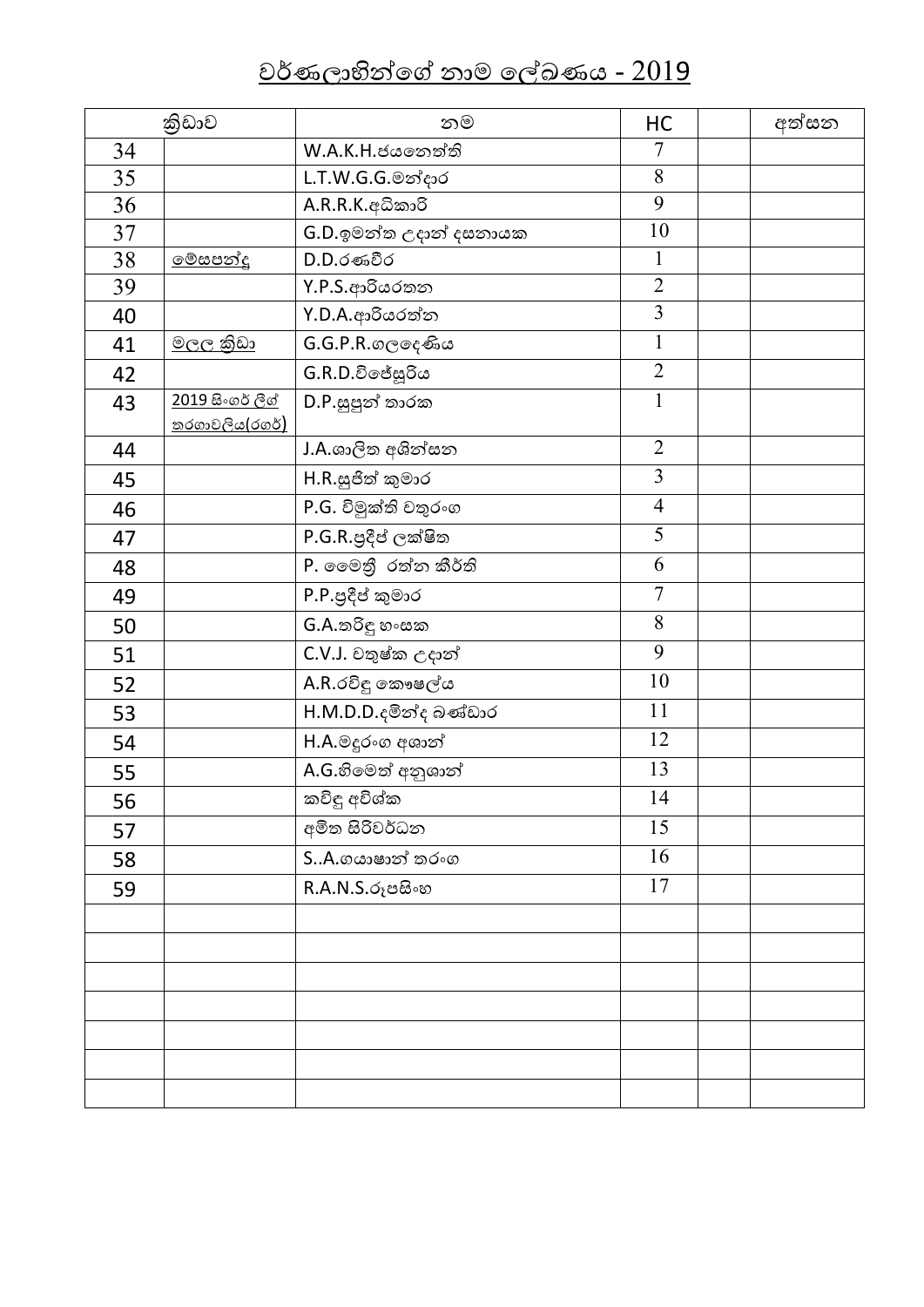# වර්ණලාභීන්ගේ නාම ලේඛණය - 2019

| ක්‍රිඩාව | | නම | HC | | අත්සන |
|---|---|---|---|---|---|
| 34 | | W.A.K.H.ජයනෙත්ති | 7 | | |
| 35 | | L.T.W.G.G.මන්දාර | 8 | | |
| 36 | | A.R.R.K.අධිකාරි | 9 | | |
| 37 | | G.D.ඉමන්ත උදාන් දසනායක | 10 | | |
| 38 | මේසපන්දු | D.D.රණවීර | 1 | | |
| 39 | | Y.P.S.ආරියරතන | 2 | | |
| 40 | | Y.D.A.ආරියරත්න | 3 | | |
| 41 | මලල ක්‍රිඩා | G.G.P.R.ගලදෙණිය | 1 | | |
| 42 | | G.R.D.විජේසූරිය | 2 | | |
| 43 | 2019 සිංගර් ලීග් තරගාවලිය(රගර්) | D.P.සුපුන් තාරක | 1 | | |
| 44 | | J.A.ශාලිත අශින්සන | 2 | | |
| 45 | | H.R.සුජිත් කුමාර | 3 | | |
| 46 | | P.G. විමුක්ති චතුරංග | 4 | | |
| 47 | | P.G.R.ප්‍රදීප් ලක්ෂිත | 5 | | |
| 48 | | P. මෛත්‍රී රත්න කීර්ති | 6 | | |
| 49 | | P.P.ප්‍රදීප් කුමාර | 7 | | |
| 50 | | G.A.තරිඳු හංසක | 8 | | |
| 51 | | C.V.J. චතුෂ්ක උදාන් | 9 | | |
| 52 | | A.R.රවිඳු කෞෂල්ය | 10 | | |
| 53 | | H.M.D.D.දමින්ද බණ්ඩාර | 11 | | |
| 54 | | H.A.මදුරංග අශාන් | 12 | | |
| 55 | | A.G.හිමෙත් අනුශාන් | 13 | | |
| 56 | | කවිඳු අවිශ්ක | 14 | | |
| 57 | | අමිත සිරිවර්ධන | 15 | | |
| 58 | | S..A.ගයාෂාන් තරංග | 16 | | |
| 59 | | R.A.N.S.රූපසිංහ | 17 | | |
| | | | | | |
| | | | | | |
| | | | | | |
| | | | | | |
| | | | | | |
| | | | | | |
| | | | | | |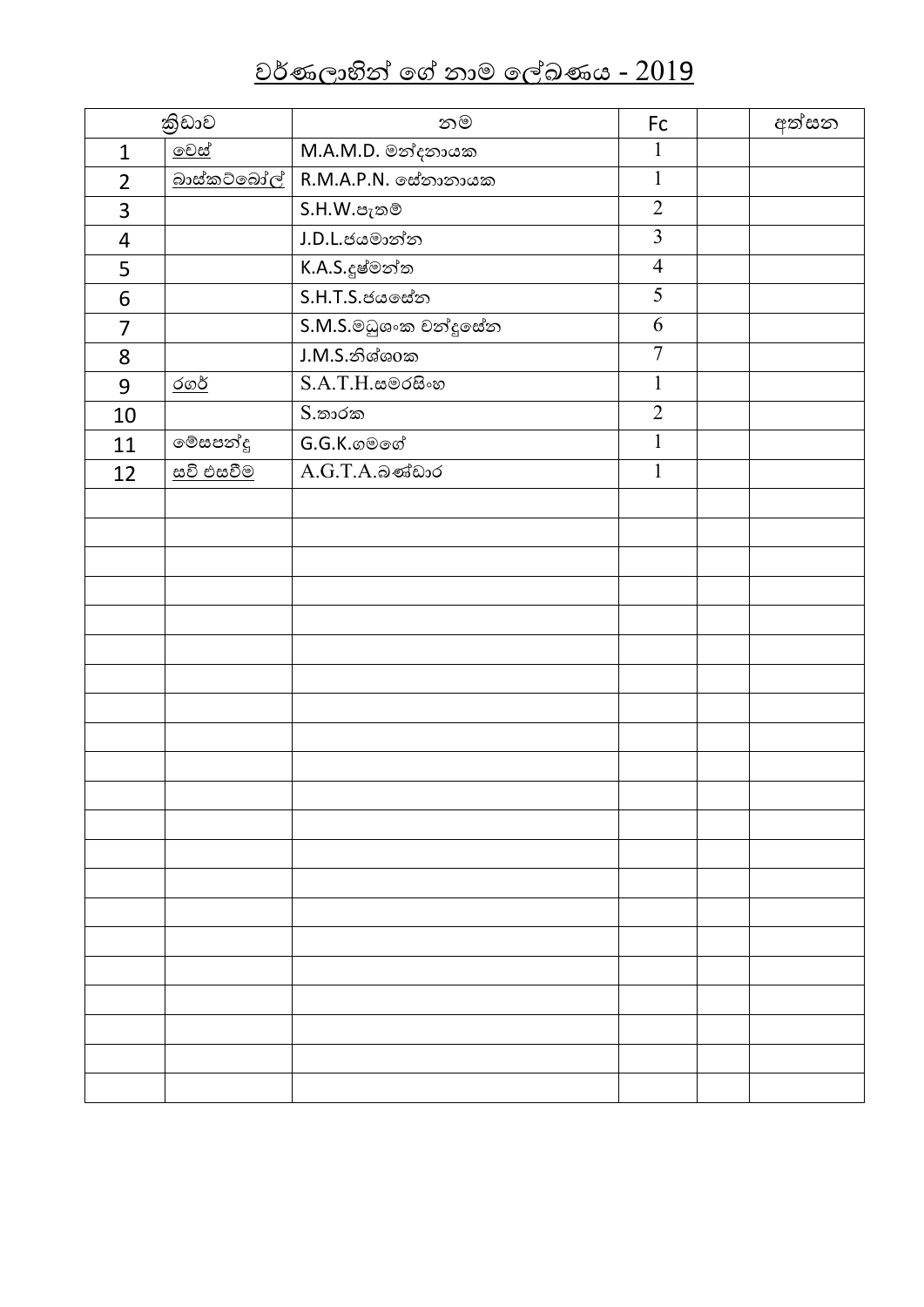# <u>වර්ණලාභීන් ගේ නාම ලේඛණය - 2019</u>

| ක්‍රීඩාව | | නම | Fc | | අත්සන |
|---|---|---|---|---|---|
| 1 | <u>චෙස්</u> | M.A.M.D. මන්දනායක | 1 | | |
| 2 | <u>බාස්කට්බෝල්</u> | R.M.A.P.N. සේනානායක | 1 | | |
| 3 | | S.H.W.පැතුම් | 2 | | |
| 4 | | J.D.L.ජයමාන්න | 3 | | |
| 5 | | K.A.S.දුෂ්මන්ත | 4 | | |
| 6 | | S.H.T.S.ජයසේන | 5 | | |
| 7 | | S.M.S.මධුශංක චන්ද්‍රසේන | 6 | | |
| 8 | | J.M.S.නිශ්ශoක | 7 | | |
| 9 | <u>රගර්</u> | S.A.T.H.සමරසිංහ | 1 | | |
| 10 | | S.තාරක | 2 | | |
| 11 | මේසපන්දු | G.G.K.ගමගේ | 1 | | |
| 12 | <u>සවි එසවීම</u> | A.G.T.A.බණ්ඩාර | 1 | | |
| | | | | | |
| | | | | | |
| | | | | | |
| | | | | | |
| | | | | | |
| | | | | | |
| | | | | | |
| | | | | | |
| | | | | | |
| | | | | | |
| | | | | | |
| | | | | | |
| | | | | | |
| | | | | | |
| | | | | | |
| | | | | | |
| | | | | | |
| | | | | | |
| | | | | | |
| | | | | | |
| | | | | | |